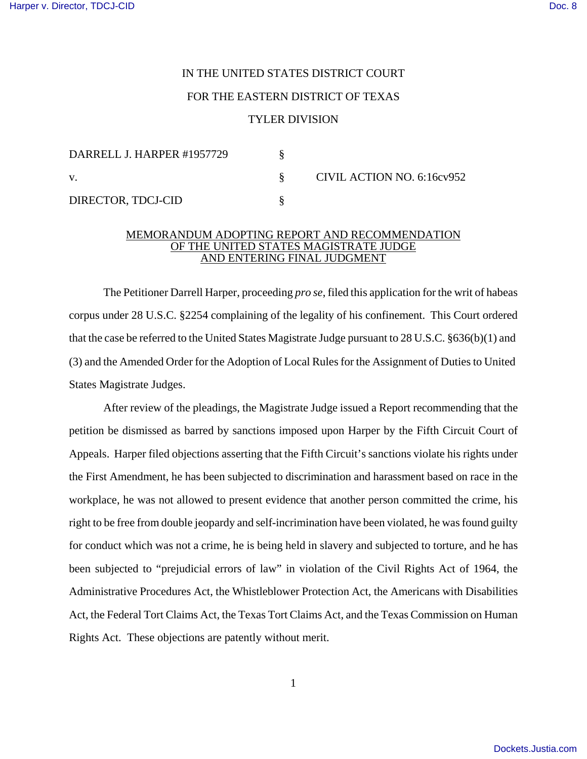IN THE UNITED STATES DISTRICT COURT

FOR THE EASTERN DISTRICT OF TEXAS

TYLER DIVISION

| | | |
|---|---|---|
| DARRELL J. HARPER #1957729 | § | |
| v. | § | CIVIL ACTION NO. 6:16cv952 |
| DIRECTOR, TDCJ-CID | § | |

MEMORANDUM ADOPTING REPORT AND RECOMMENDATION OF THE UNITED STATES MAGISTRATE JUDGE AND ENTERING FINAL JUDGMENT

The Petitioner Darrell Harper, proceeding *pro se*, filed this application for the writ of habeas corpus under 28 U.S.C. §2254 complaining of the legality of his confinement. This Court ordered that the case be referred to the United States Magistrate Judge pursuant to 28 U.S.C. §636(b)(1) and (3) and the Amended Order for the Adoption of Local Rules for the Assignment of Duties to United States Magistrate Judges.

After review of the pleadings, the Magistrate Judge issued a Report recommending that the petition be dismissed as barred by sanctions imposed upon Harper by the Fifth Circuit Court of Appeals. Harper filed objections asserting that the Fifth Circuit's sanctions violate his rights under the First Amendment, he has been subjected to discrimination and harassment based on race in the workplace, he was not allowed to present evidence that another person committed the crime, his right to be free from double jeopardy and self-incrimination have been violated, he was found guilty for conduct which was not a crime, he is being held in slavery and subjected to torture, and he has been subjected to "prejudicial errors of law" in violation of the Civil Rights Act of 1964, the Administrative Procedures Act, the Whistleblower Protection Act, the Americans with Disabilities Act, the Federal Tort Claims Act, the Texas Tort Claims Act, and the Texas Commission on Human Rights Act. These objections are patently without merit.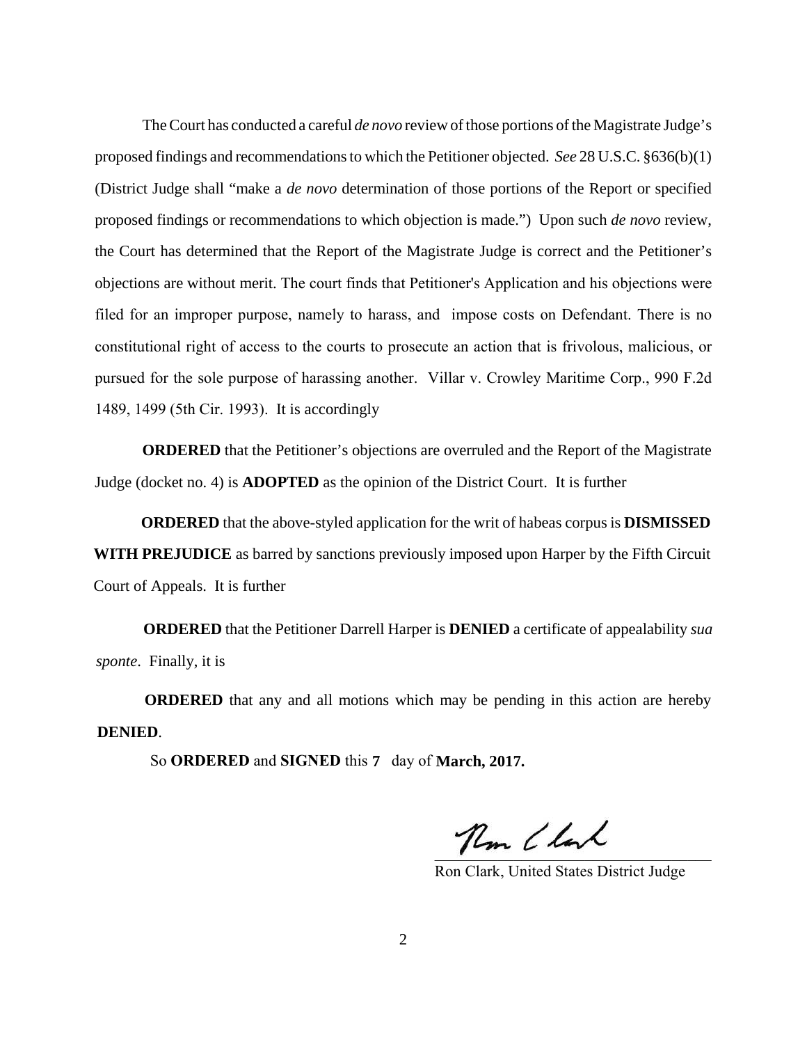The Court has conducted a careful *de novo* review of those portions of the Magistrate Judge's proposed findings and recommendations to which the Petitioner objected. *See* 28 U.S.C. §636(b)(1) (District Judge shall "make a *de novo* determination of those portions of the Report or specified proposed findings or recommendations to which objection is made.") Upon such *de novo* review, the Court has determined that the Report of the Magistrate Judge is correct and the Petitioner's objections are without merit. The court finds that Petitioner's Application and his objections were filed for an improper purpose, namely to harass, and impose costs on Defendant. There is no constitutional right of access to the courts to prosecute an action that is frivolous, malicious, or pursued for the sole purpose of harassing another. Villar v. Crowley Maritime Corp., 990 F.2d 1489, 1499 (5th Cir. 1993). It is accordingly

**ORDERED** that the Petitioner's objections are overruled and the Report of the Magistrate Judge (docket no. 4) is **ADOPTED** as the opinion of the District Court. It is further

**ORDERED** that the above-styled application for the writ of habeas corpus is **DISMISSED WITH PREJUDICE** as barred by sanctions previously imposed upon Harper by the Fifth Circuit Court of Appeals. It is further

**ORDERED** that the Petitioner Darrell Harper is **DENIED** a certificate of appealability *sua sponte*. Finally, it is

**ORDERED** that any and all motions which may be pending in this action are hereby **DENIED**.

So **ORDERED** and **SIGNED** this **7** day of **March, 2017.**

Ron Clark, United States District Judge